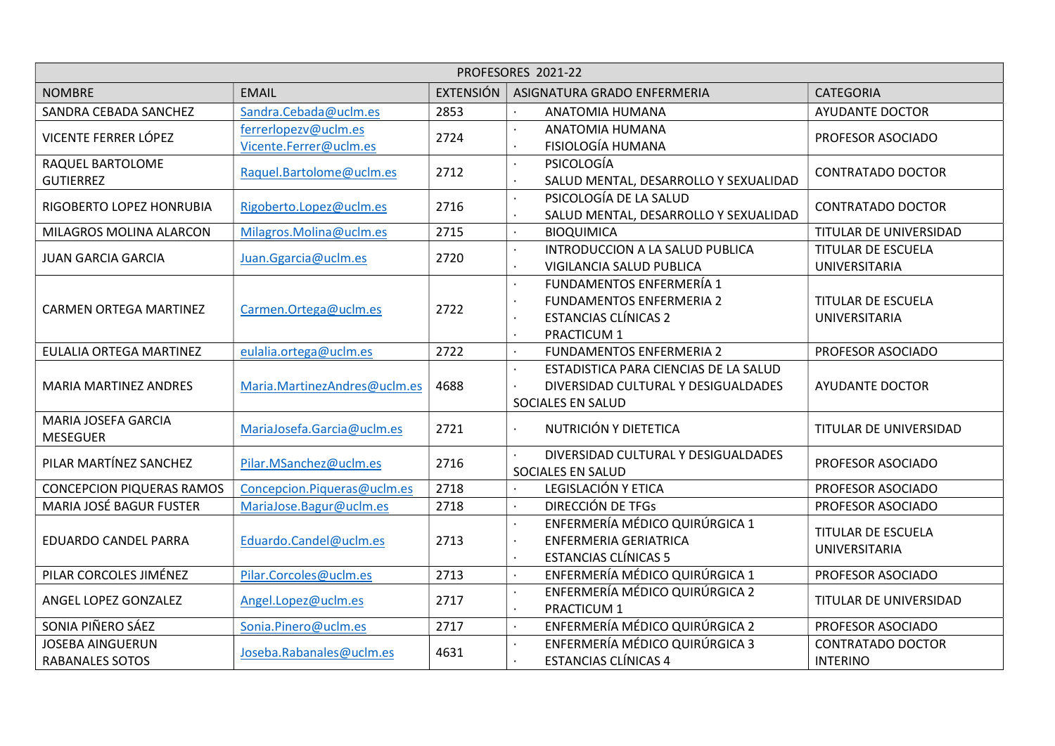| PROFESORES 2021-22 | | | | |
|---|---|---|---|---|
| NOMBRE | EMAIL | EXTENSIÓN | ASIGNATURA GRADO ENFERMERIA | CATEGORIA |
| SANDRA CEBADA SANCHEZ | Sandra.Cebada@uclm.es | 2853 | · ANATOMIA HUMANA | AYUDANTE DOCTOR |
| VICENTE FERRER LÓPEZ | ferrerlopezv@uclm.es<br>Vicente.Ferrer@uclm.es | 2724 | · ANATOMIA HUMANA<br>· FISIOLOGÍA HUMANA | PROFESOR ASOCIADO |
| RAQUEL BARTOLOME GUTIERREZ | Raquel.Bartolome@uclm.es | 2712 | · PSICOLOGÍA<br>· SALUD MENTAL, DESARROLLO Y SEXUALIDAD | CONTRATADO DOCTOR |
| RIGOBERTO LOPEZ HONRUBIA | Rigoberto.Lopez@uclm.es | 2716 | · PSICOLOGÍA DE LA SALUD<br>· SALUD MENTAL, DESARROLLO Y SEXUALIDAD | CONTRATADO DOCTOR |
| MILAGROS MOLINA ALARCON | Milagros.Molina@uclm.es | 2715 | · BIOQUIMICA | TITULAR DE UNIVERSIDAD |
| JUAN GARCIA GARCIA | Juan.Ggarcia@uclm.es | 2720 | · INTRODUCCION A LA SALUD PUBLICA<br>· VIGILANCIA SALUD PUBLICA | TITULAR DE ESCUELA UNIVERSITARIA |
| CARMEN ORTEGA MARTINEZ | Carmen.Ortega@uclm.es | 2722 | · FUNDAMENTOS ENFERMERÍA 1<br>· FUNDAMENTOS ENFERMERIA 2<br>· ESTANCIAS CLÍNICAS 2<br>· PRACTICUM 1 | TITULAR DE ESCUELA UNIVERSITARIA |
| EULALIA ORTEGA MARTINEZ | eulalia.ortega@uclm.es | 2722 | · FUNDAMENTOS ENFERMERIA 2 | PROFESOR ASOCIADO |
| MARIA MARTINEZ ANDRES | Maria.MartinezAndres@uclm.es | 4688 | · ESTADISTICA PARA CIENCIAS DE LA SALUD<br>· DIVERSIDAD CULTURAL Y DESIGUALDADES SOCIALES EN SALUD | AYUDANTE DOCTOR |
| MARIA JOSEFA GARCIA MESEGUER | MariaJosefa.Garcia@uclm.es | 2721 | · NUTRICIÓN Y DIETETICA | TITULAR DE UNIVERSIDAD |
| PILAR MARTÍNEZ SANCHEZ | Pilar.MSanchez@uclm.es | 2716 | · DIVERSIDAD CULTURAL Y DESIGUALDADES SOCIALES EN SALUD | PROFESOR ASOCIADO |
| CONCEPCION PIQUERAS RAMOS | Concepcion.Piqueras@uclm.es | 2718 | · LEGISLACIÓN Y ETICA | PROFESOR ASOCIADO |
| MARIA JOSÉ BAGUR FUSTER | MariaJose.Bagur@uclm.es | 2718 | · DIRECCIÓN DE TFGs | PROFESOR ASOCIADO |
| EDUARDO CANDEL PARRA | Eduardo.Candel@uclm.es | 2713 | · ENFERMERÍA MÉDICO QUIRÚRGICA 1<br>· ENFERMERIA GERIATRICA<br>· ESTANCIAS CLÍNICAS 5 | TITULAR DE ESCUELA UNIVERSITARIA |
| PILAR CORCOLES JIMÉNEZ | Pilar.Corcoles@uclm.es | 2713 | · ENFERMERÍA MÉDICO QUIRÚRGICA 1 | PROFESOR ASOCIADO |
| ANGEL LOPEZ GONZALEZ | Angel.Lopez@uclm.es | 2717 | · ENFERMERÍA MÉDICO QUIRÚRGICA 2<br>· PRACTICUM 1 | TITULAR DE UNIVERSIDAD |
| SONIA PIÑERO SÁEZ | Sonia.Pinero@uclm.es | 2717 | · ENFERMERÍA MÉDICO QUIRÚRGICA 2 | PROFESOR ASOCIADO |
| JOSEBA AINGUERUN RABANALES SOTOS | Joseba.Rabanales@uclm.es | 4631 | · ENFERMERÍA MÉDICO QUIRÚRGICA 3<br>· ESTANCIAS CLÍNICAS 4 | CONTRATADO DOCTOR INTERINO |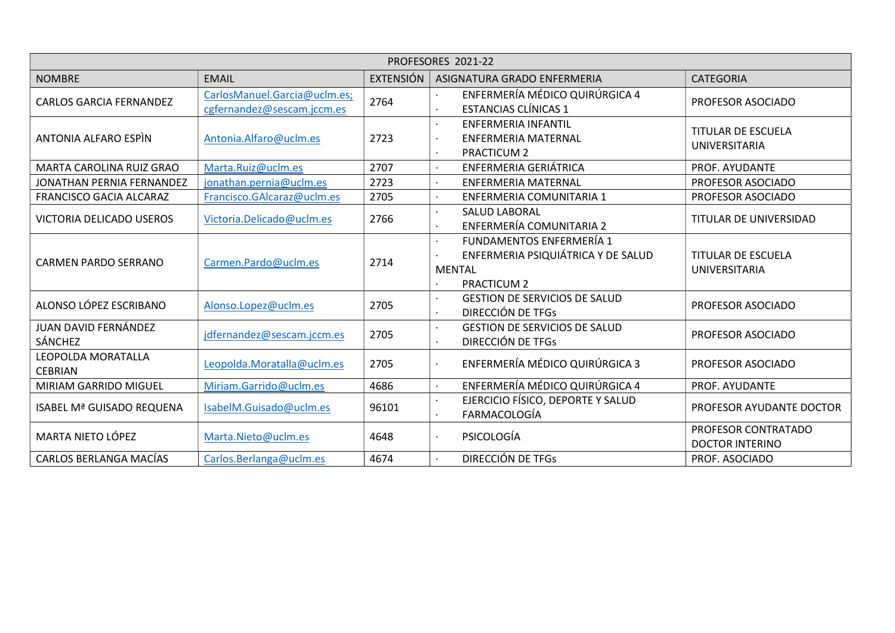| PROFESORES 2021-22 | | | | |
|---|---|---|---|---|
| NOMBRE | EMAIL | EXTENSIÓN | ASIGNATURA GRADO ENFERMERIA | CATEGORIA |
| CARLOS GARCIA FERNANDEZ | CarlosManuel.Garcia@uclm.es; cgfernandez@sescam.jccm.es | 2764 | · ENFERMERÍA MÉDICO QUIRÚRGICA 4<br>· ESTANCIAS CLÍNICAS 1 | PROFESOR ASOCIADO |
| ANTONIA ALFARO ESPÌN | Antonia.Alfaro@uclm.es | 2723 | · ENFERMERIA INFANTIL<br>· ENFERMERIA MATERNAL<br>· PRACTICUM 2 | TITULAR DE ESCUELA UNIVERSITARIA |
| MARTA CAROLINA RUIZ GRAO | Marta.Ruiz@uclm.es | 2707 | · ENFERMERIA GERIÁTRICA | PROF. AYUDANTE |
| JONATHAN PERNIA FERNANDEZ | jonathan.pernia@uclm.es | 2723 | · ENFERMERIA MATERNAL | PROFESOR ASOCIADO |
| FRANCISCO GACIA ALCARAZ | Francisco.GAlcaraz@uclm.es | 2705 | · ENFERMERIA COMUNITARIA 1 | PROFESOR ASOCIADO |
| VICTORIA DELICADO USEROS | Victoria.Delicado@uclm.es | 2766 | · SALUD LABORAL<br>· ENFERMERÍA COMUNITARIA 2 | TITULAR DE UNIVERSIDAD |
| CARMEN PARDO SERRANO | Carmen.Pardo@uclm.es | 2714 | · FUNDAMENTOS ENFERMERÍA 1<br>· ENFERMERIA PSIQUIÁTRICA Y DE SALUD MENTAL<br>· PRACTICUM 2 | TITULAR DE ESCUELA UNIVERSITARIA |
| ALONSO LÓPEZ ESCRIBANO | Alonso.Lopez@uclm.es | 2705 | · GESTION DE SERVICIOS DE SALUD<br>· DIRECCIÓN DE TFGs | PROFESOR ASOCIADO |
| JUAN DAVID FERNÁNDEZ SÁNCHEZ | jdfernandez@sescam.jccm.es | 2705 | · GESTION DE SERVICIOS DE SALUD<br>· DIRECCIÓN DE TFGs | PROFESOR ASOCIADO |
| LEOPOLDA MORATALLA CEBRIAN | Leopolda.Moratalla@uclm.es | 2705 | · ENFERMERÍA MÉDICO QUIRÚRGICA 3 | PROFESOR ASOCIADO |
| MIRIAM GARRIDO MIGUEL | Miriam.Garrido@uclm.es | 4686 | · ENFERMERÍA MÉDICO QUIRÚRGICA 4 | PROF. AYUDANTE |
| ISABEL Mª GUISADO REQUENA | IsabelM.Guisado@uclm.es | 96101 | · EJERCICIO FÍSICO, DEPORTE Y SALUD<br>· FARMACOLOGÍA | PROFESOR AYUDANTE DOCTOR |
| MARTA NIETO LÓPEZ | Marta.Nieto@uclm.es | 4648 | · PSICOLOGÍA | PROFESOR CONTRATADO DOCTOR INTERINO |
| CARLOS BERLANGA MACÍAS | Carlos.Berlanga@uclm.es | 4674 | · DIRECCIÓN DE TFGs | PROF. ASOCIADO |